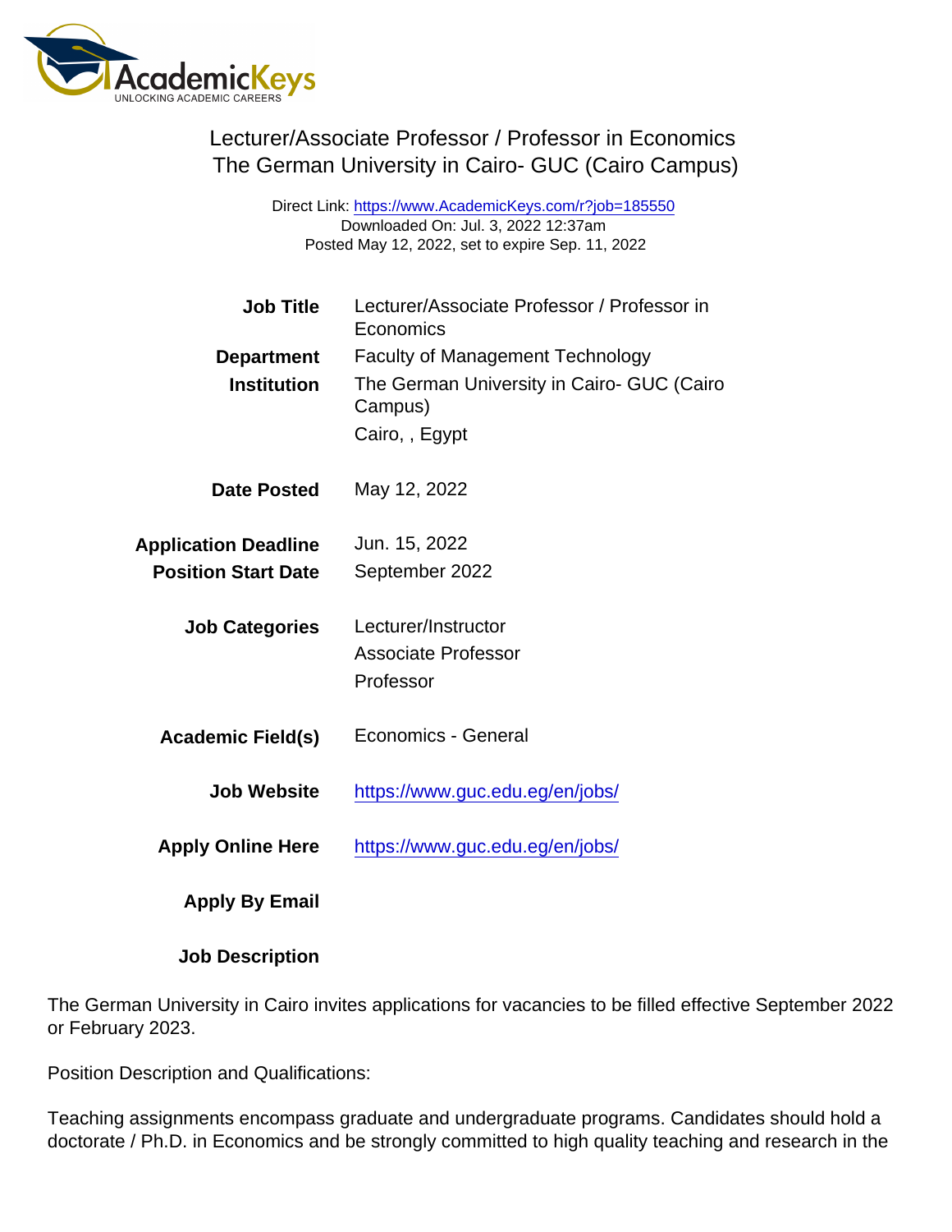# Lecturer/Associate Professor / Professor in Economics
## The German University in Cairo- GUC (Cairo Campus)

Direct Link: https://www.AcademicKeys.com/r?job=185550
Downloaded On: Jul. 3, 2022 12:37am
Posted May 12, 2022, set to expire Sep. 11, 2022

| | |
|---|---|
| **Job Title** | Lecturer/Associate Professor / Professor in Economics |
| **Department** | Faculty of Management Technology |
| **Institution** | The German University in Cairo- GUC (Cairo Campus)<br>Cairo, , Egypt |
| **Date Posted** | May 12, 2022 |
| **Application Deadline** | Jun. 15, 2022 |
| **Position Start Date** | September 2022 |
| **Job Categories** | Lecturer/Instructor<br>Associate Professor<br>Professor |
| **Academic Field(s)** | Economics - General |
| **Job Website** | https://www.guc.edu.eg/en/jobs/ |
| **Apply Online Here** | https://www.guc.edu.eg/en/jobs/ |
| **Apply By Email** | |
| **Job Description** | |

The German University in Cairo invites applications for vacancies to be filled effective September 2022 or February 2023.

Position Description and Qualifications:

Teaching assignments encompass graduate and undergraduate programs. Candidates should hold a doctorate / Ph.D. in Economics and be strongly committed to high quality teaching and research in the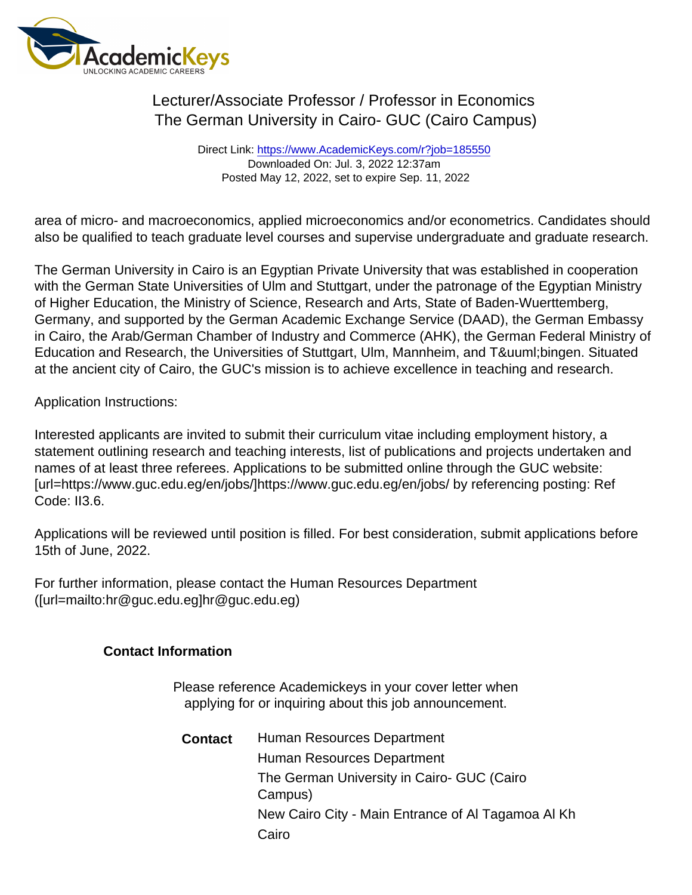area of micro- and macroeconomics, applied microeconomics and/or econometrics. Candidates should also be qualified to teach graduate level courses and supervise undergraduate and graduate research.

The German University in Cairo is an Egyptian Private University that was established in cooperation with the German State Universities of Ulm and Stuttgart, under the patronage of the Egyptian Ministry of Higher Education, the Ministry of Science, Research and Arts, State of Baden-Wuerttemberg, Germany, and supported by the German Academic Exchange Service (DAAD), the German Embassy in Cairo, the Arab/German Chamber of Industry and Commerce (AHK), the German Federal Ministry of Education and Research, the Universities of Stuttgart, Ulm, Mannheim, and T&uuml;bingen. Situated at the ancient city of Cairo, the GUC's mission is to achieve excellence in teaching and research.

Application Instructions:

Interested applicants are invited to submit their curriculum vitae including employment history, a statement outlining research and teaching interests, list of publications and projects undertaken and names of at least three referees. Applications to be submitted online through the GUC website: [url=https://www.guc.edu.eg/en/jobs/]https://www.guc.edu.eg/en/jobs/ by referencing posting: Ref Code: II3.6.

Applications will be reviewed until position is filled. For best consideration, submit applications before 15th of June, 2022.

For further information, please contact the Human Resources Department ([url=mailto:hr@guc.edu.eg]hr@guc.edu.eg)

**Contact Information**

Please reference Academickeys in your cover letter when applying for or inquiring about this job announcement.

**Contact** Human Resources Department
Human Resources Department
The German University in Cairo- GUC (Cairo Campus)
New Cairo City - Main Entrance of Al Tagamoa Al Kh
Cairo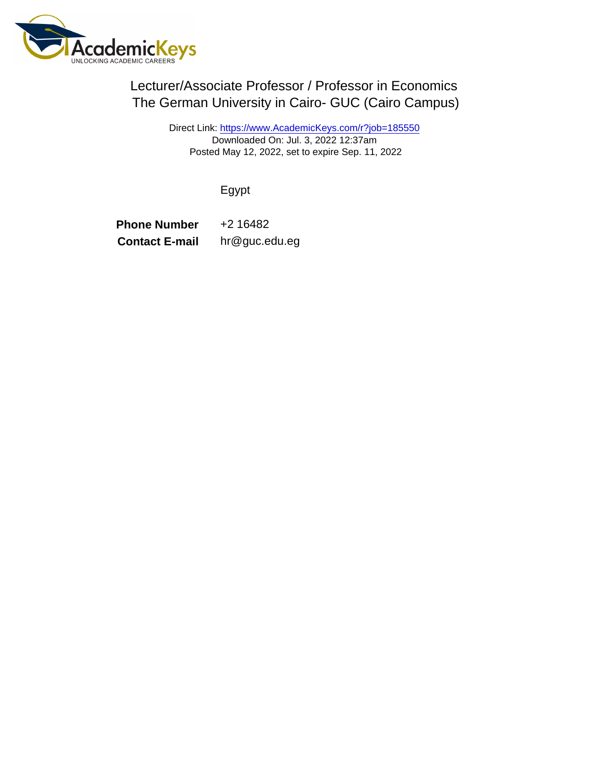Lecturer/Associate Professor / Professor in Economics
The German University in Cairo- GUC (Cairo Campus)

Direct Link: https://www.AcademicKeys.com/r?job=185550
Downloaded On: Jul. 3, 2022 12:37am
Posted May 12, 2022, set to expire Sep. 11, 2022

Egypt

| | |
|---|---|
| **Phone Number** | +2 16482 |
| **Contact E-mail** | hr@guc.edu.eg |